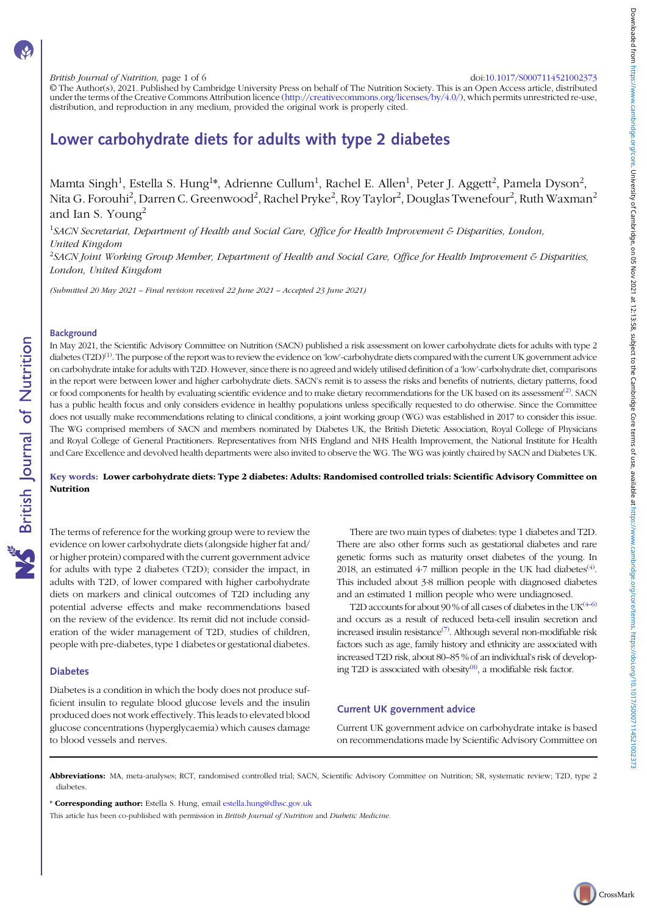# Lower carbohydrate diets for adults with type 2 diabetes

Mamta Singh[1], Estella S. Hung[1]*, Adrienne Cullum[1], Rachel E. Allen[1], Peter J. Aggett[2], Pamela Dyson[2], Nita G. Forouhi[2], Darren C. Greenwood[2], Rachel Pryke[2], Roy Taylor[2], Douglas Twenefour[2], Ruth Waxman[2] and Ian S. Young[2]

[1]*SACN Secretariat, Department of Health and Social Care, Office for Health Improvement & Disparities, London, United Kingdom*

[2]*SACN Joint Working Group Member, Department of Health and Social Care, Office for Health Improvement & Disparities, London, United Kingdom*

*(Submitted 20 May 2021 – Final revision received 22 June 2021 – Accepted 23 June 2021)*

## Background

In May 2021, the Scientific Advisory Committee on Nutrition (SACN) published a risk assessment on lower carbohydrate diets for adults with type 2 diabetes (T2D)[1]. The purpose of the report was to review the evidence on 'low'-carbohydrate diets compared with the current UK government advice on carbohydrate intake for adults with T2D. However, since there is no agreed and widely utilised definition of a 'low'-carbohydrate diet, comparisons in the report were between lower and higher carbohydrate diets. SACN's remit is to assess the risks and benefits of nutrients, dietary patterns, food or food components for health by evaluating scientific evidence and to make dietary recommendations for the UK based on its assessment[2]. SACN has a public health focus and only considers evidence in healthy populations unless specifically requested to do otherwise. Since the Committee does not usually make recommendations relating to clinical conditions, a joint working group (WG) was established in 2017 to consider this issue. The WG comprised members of SACN and members nominated by Diabetes UK, the British Dietetic Association, Royal College of Physicians and Royal College of General Practitioners. Representatives from NHS England and NHS Health Improvement, the National Institute for Health and Care Excellence and devolved health departments were also invited to observe the WG. The WG was jointly chaired by SACN and Diabetes UK.

**Key words: Lower carbohydrate diets: Type 2 diabetes: Adults: Randomised controlled trials: Scientific Advisory Committee on Nutrition**

The terms of reference for the working group were to review the evidence on lower carbohydrate diets (alongside higher fat and/or higher protein) compared with the current government advice for adults with type 2 diabetes (T2D); consider the impact, in adults with T2D, of lower compared with higher carbohydrate diets on markers and clinical outcomes of T2D including any potential adverse effects and make recommendations based on the review of the evidence. Its remit did not include consideration of the wider management of T2D, studies of children, people with pre-diabetes, type 1 diabetes or gestational diabetes.

## Diabetes

Diabetes is a condition in which the body does not produce sufficient insulin to regulate blood glucose levels and the insulin produced does not work effectively. This leads to elevated blood glucose concentrations (hyperglycaemia) which causes damage to blood vessels and nerves.

There are two main types of diabetes: type 1 diabetes and T2D. There are also other forms such as gestational diabetes and rare genetic forms such as maturity onset diabetes of the young. In 2018, an estimated 4·7 million people in the UK had diabetes[4]. This included about 3·8 million people with diagnosed diabetes and an estimated 1 million people who were undiagnosed.

T2D accounts for about 90 % of all cases of diabetes in the UK[4–6] and occurs as a result of reduced beta-cell insulin secretion and increased insulin resistance[7]. Although several non-modifiable risk factors such as age, family history and ethnicity are associated with increased T2D risk, about 80–85 % of an individual's risk of developing T2D is associated with obesity[8], a modifiable risk factor.

## Current UK government advice

Current UK government advice on carbohydrate intake is based on recommendations made by Scientific Advisory Committee on

**Abbreviations:** MA, meta-analyses; RCT, randomised controlled trial; SACN, Scientific Advisory Committee on Nutrition; SR, systematic review; T2D, type 2 diabetes.

\* **Corresponding author:** Estella S. Hung, email estella.hung@dhsc.gov.uk

This article has been co-published with permission in *British Journal of Nutrition* and *Diabetic Medicine*.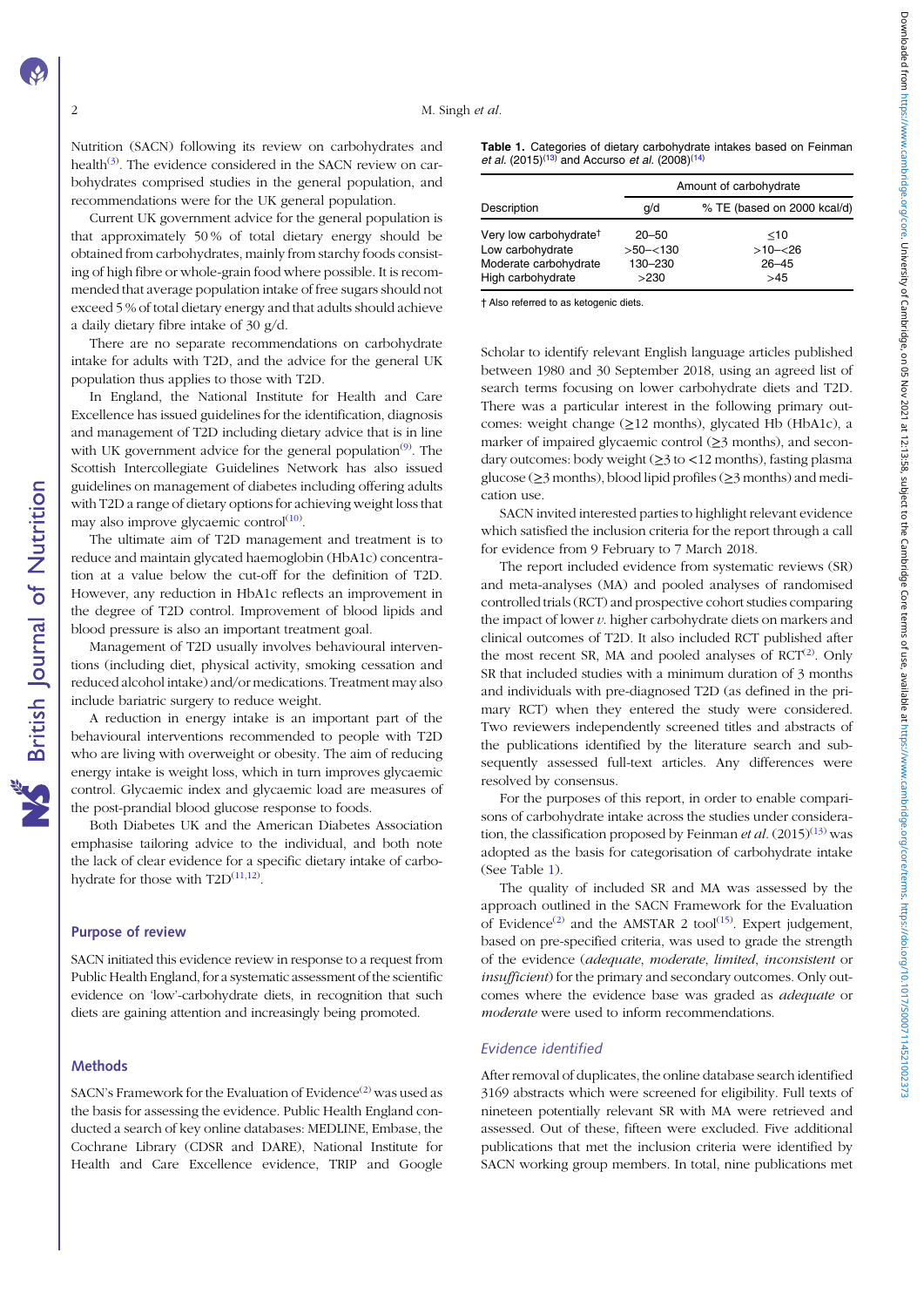Nutrition (SACN) following its review on carbohydrates and health[3]. The evidence considered in the SACN review on carbohydrates comprised studies in the general population, and recommendations were for the UK general population.

Current UK government advice for the general population is that approximately 50 % of total dietary energy should be obtained from carbohydrates, mainly from starchy foods consisting of high fibre or whole-grain food where possible. It is recommended that average population intake of free sugars should not exceed 5 % of total dietary energy and that adults should achieve a daily dietary fibre intake of 30 g/d.

There are no separate recommendations on carbohydrate intake for adults with T2D, and the advice for the general UK population thus applies to those with T2D.

In England, the National Institute for Health and Care Excellence has issued guidelines for the identification, diagnosis and management of T2D including dietary advice that is in line with UK government advice for the general population[9]. The Scottish Intercollegiate Guidelines Network has also issued guidelines on management of diabetes including offering adults with T2D a range of dietary options for achieving weight loss that may also improve glycaemic control[10].

The ultimate aim of T2D management and treatment is to reduce and maintain glycated haemoglobin (HbA1c) concentration at a value below the cut-off for the definition of T2D. However, any reduction in HbA1c reflects an improvement in the degree of T2D control. Improvement of blood lipids and blood pressure is also an important treatment goal.

Management of T2D usually involves behavioural interventions (including diet, physical activity, smoking cessation and reduced alcohol intake) and/or medications. Treatment may also include bariatric surgery to reduce weight.

A reduction in energy intake is an important part of the behavioural interventions recommended to people with T2D who are living with overweight or obesity. The aim of reducing energy intake is weight loss, which in turn improves glycaemic control. Glycaemic index and glycaemic load are measures of the post-prandial blood glucose response to foods.

Both Diabetes UK and the American Diabetes Association emphasise tailoring advice to the individual, and both note the lack of clear evidence for a specific dietary intake of carbohydrate for those with T2D[11,12].

## Purpose of review

SACN initiated this evidence review in response to a request from Public Health England, for a systematic assessment of the scientific evidence on 'low'-carbohydrate diets, in recognition that such diets are gaining attention and increasingly being promoted.

## Methods

SACN's Framework for the Evaluation of Evidence[2] was used as the basis for assessing the evidence. Public Health England conducted a search of key online databases: MEDLINE, Embase, the Cochrane Library (CDSR and DARE), National Institute for Health and Care Excellence evidence, TRIP and Google Scholar to identify relevant English language articles published between 1980 and 30 September 2018, using an agreed list of search terms focusing on lower carbohydrate diets and T2D. There was a particular interest in the following primary outcomes: weight change (≥12 months), glycated Hb (HbA1c), a marker of impaired glycaemic control (≥3 months), and secondary outcomes: body weight (≥3 to <12 months), fasting plasma glucose (≥3 months), blood lipid profiles (≥3 months) and medication use.

SACN invited interested parties to highlight relevant evidence which satisfied the inclusion criteria for the report through a call for evidence from 9 February to 7 March 2018.

The report included evidence from systematic reviews (SR) and meta-analyses (MA) and pooled analyses of randomised controlled trials (RCT) and prospective cohort studies comparing the impact of lower *v.* higher carbohydrate diets on markers and clinical outcomes of T2D. It also included RCT published after the most recent SR, MA and pooled analyses of RCT[2]. Only SR that included studies with a minimum duration of 3 months and individuals with pre-diagnosed T2D (as defined in the primary RCT) when they entered the study were considered. Two reviewers independently screened titles and abstracts of the publications identified by the literature search and subsequently assessed full-text articles. Any differences were resolved by consensus.

For the purposes of this report, in order to enable comparisons of carbohydrate intake across the studies under consideration, the classification proposed by Feinman *et al.* (2015)[13] was adopted as the basis for categorisation of carbohydrate intake (See Table 1).

**Table 1.** Categories of dietary carbohydrate intakes based on Feinman *et al.* (2015)[13] and Accurso *et al.* (2008)[14]

| Description | Amount of carbohydrate | |
|---|---|---|
| | g/d | % TE (based on 2000 kcal/d) |
| Very low carbohydrate† | 20–50 | ≤10 |
| Low carbohydrate | >50–<130 | >10–<26 |
| Moderate carbohydrate | 130–230 | 26–45 |
| High carbohydrate | >230 | >45 |

† Also referred to as ketogenic diets.

The quality of included SR and MA was assessed by the approach outlined in the SACN Framework for the Evaluation of Evidence[2] and the AMSTAR 2 tool[15]. Expert judgement, based on pre-specified criteria, was used to grade the strength of the evidence (*adequate*, *moderate*, *limited*, *inconsistent* or *insufficient*) for the primary and secondary outcomes. Only outcomes where the evidence base was graded as *adequate* or *moderate* were used to inform recommendations.

### *Evidence identified*

After removal of duplicates, the online database search identified 3169 abstracts which were screened for eligibility. Full texts of nineteen potentially relevant SR with MA were retrieved and assessed. Out of these, fifteen were excluded. Five additional publications that met the inclusion criteria were identified by SACN working group members. In total, nine publications met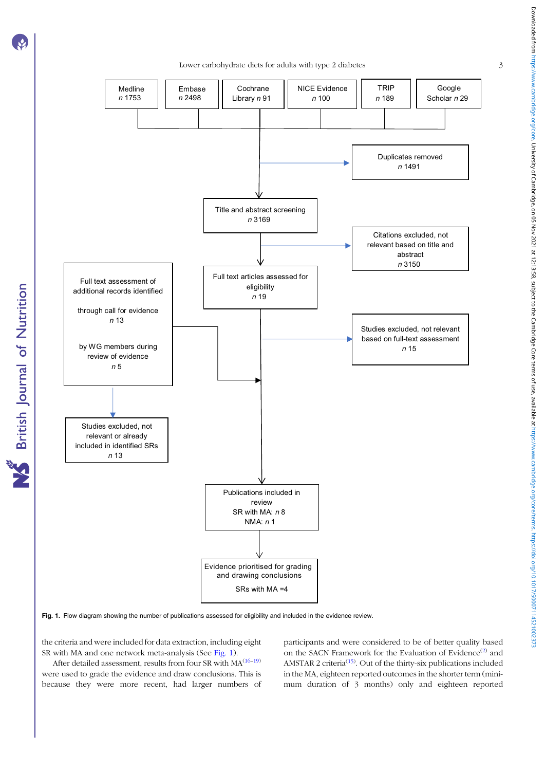Medline
n 1753

Embase
n 2498

Cochrane Library n 91

NICE Evidence
n 100

TRIP
n 189

Google Scholar n 29

Duplicates removed
n 1491

Title and abstract screening
n 3169

Citations excluded, not relevant based on title and abstract
n 3150

Full text articles assessed for eligibility
n 19

Full text assessment of additional records identified

through call for evidence
n 13

by WG members during review of evidence
n 5

Studies excluded, not relevant based on full-text assessment
n 15

Studies excluded, not relevant or already included in identified SRs
n 13

Publications included in review
SR with MA: n 8
NMA: n 1

Evidence prioritised for grading and drawing conclusions

SRs with MA =4

**Fig. 1.** Flow diagram showing the number of publications assessed for eligibility and included in the evidence review.

the criteria and were included for data extraction, including eight SR with MA and one network meta-analysis (See Fig. 1).

After detailed assessment, results from four SR with MA[16–19] were used to grade the evidence and draw conclusions. This is because they were more recent, had larger numbers of participants and were considered to be of better quality based on the SACN Framework for the Evaluation of Evidence[2] and AMSTAR 2 criteria[15]. Out of the thirty-six publications included in the MA, eighteen reported outcomes in the shorter term (minimum duration of 3 months) only and eighteen reported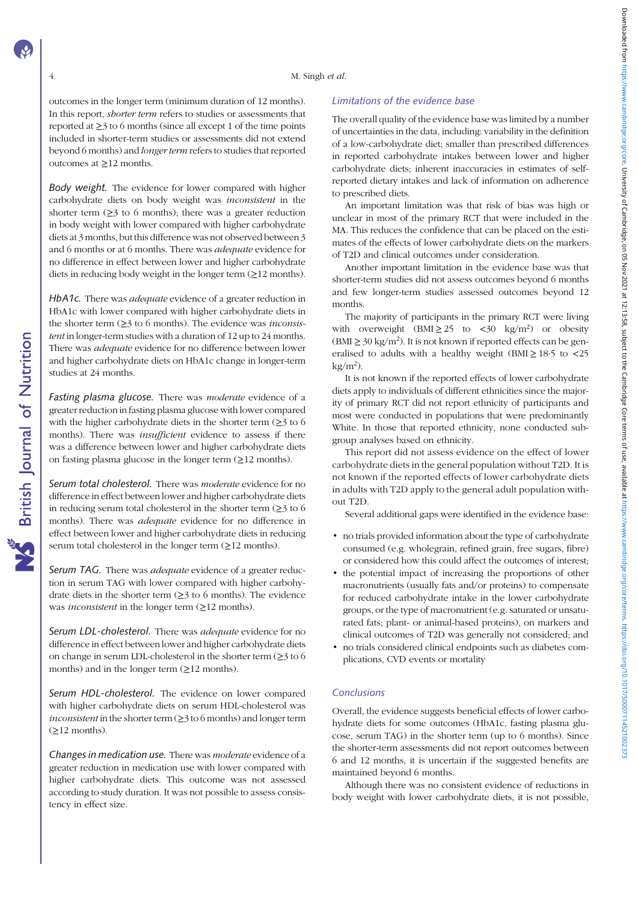outcomes in the longer term (minimum duration of 12 months). In this report, *shorter term* refers to studies or assessments that reported at ≥3 to 6 months (since all except 1 of the time points included in shorter-term studies or assessments did not extend beyond 6 months) and *longer term* refers to studies that reported outcomes at ≥12 months.

*Body weight.* The evidence for lower compared with higher carbohydrate diets on body weight was *inconsistent* in the shorter term (≥3 to 6 months); there was a greater reduction in body weight with lower compared with higher carbohydrate diets at 3 months, but this difference was not observed between 3 and 6 months or at 6 months. There was *adequate* evidence for no difference in effect between lower and higher carbohydrate diets in reducing body weight in the longer term (≥12 months).

*HbA1c.* There was *adequate* evidence of a greater reduction in HbA1c with lower compared with higher carbohydrate diets in the shorter term (≥3 to 6 months). The evidence was *inconsistent* in longer-term studies with a duration of 12 up to 24 months. There was *adequate* evidence for no difference between lower and higher carbohydrate diets on HbA1c change in longer-term studies at 24 months.

*Fasting plasma glucose.* There was *moderate* evidence of a greater reduction in fasting plasma glucose with lower compared with the higher carbohydrate diets in the shorter term (≥3 to 6 months). There was *insufficient* evidence to assess if there was a difference between lower and higher carbohydrate diets on fasting plasma glucose in the longer term (≥12 months).

*Serum total cholesterol.* There was *moderate* evidence for no difference in effect between lower and higher carbohydrate diets in reducing serum total cholesterol in the shorter term (≥3 to 6 months). There was *adequate* evidence for no difference in effect between lower and higher carbohydrate diets in reducing serum total cholesterol in the longer term (≥12 months).

*Serum TAG.* There was *adequate* evidence of a greater reduction in serum TAG with lower compared with higher carbohydrate diets in the shorter term (≥3 to 6 months). The evidence was *inconsistent* in the longer term (≥12 months).

*Serum LDL-cholesterol.* There was *adequate* evidence for no difference in effect between lower and higher carbohydrate diets on change in serum LDL-cholesterol in the shorter term (≥3 to 6 months) and in the longer term (≥12 months).

*Serum HDL-cholesterol.* The evidence on lower compared with higher carbohydrate diets on serum HDL-cholesterol was *inconsistent* in the shorter term (≥3 to 6 months) and longer term (≥12 months).

*Changes in medication use.* There was *moderate* evidence of a greater reduction in medication use with lower compared with higher carbohydrate diets. This outcome was not assessed according to study duration. It was not possible to assess consistency in effect size.

## Limitations of the evidence base

The overall quality of the evidence base was limited by a number of uncertainties in the data, including: variability in the definition of a low-carbohydrate diet; smaller than prescribed differences in reported carbohydrate intakes between lower and higher carbohydrate diets; inherent inaccuracies in estimates of self-reported dietary intakes and lack of information on adherence to prescribed diets.

An important limitation was that risk of bias was high or unclear in most of the primary RCT that were included in the MA. This reduces the confidence that can be placed on the estimates of the effects of lower carbohydrate diets on the markers of T2D and clinical outcomes under consideration.

Another important limitation in the evidence base was that shorter-term studies did not assess outcomes beyond 6 months and few longer-term studies assessed outcomes beyond 12 months.

The majority of participants in the primary RCT were living with overweight (BMI ≥ 25 to <30 kg/m$^2$) or obesity (BMI ≥ 30 kg/m$^2$). It is not known if reported effects can be generalised to adults with a healthy weight (BMI ≥ 18·5 to <25 kg/m$^2$).

It is not known if the reported effects of lower carbohydrate diets apply to individuals of different ethnicities since the majority of primary RCT did not report ethnicity of participants and most were conducted in populations that were predominantly White. In those that reported ethnicity, none conducted subgroup analyses based on ethnicity.

This report did not assess evidence on the effect of lower carbohydrate diets in the general population without T2D. It is not known if the reported effects of lower carbohydrate diets in adults with T2D apply to the general adult population without T2D.

Several additional gaps were identified in the evidence base:

- no trials provided information about the type of carbohydrate consumed (e.g. wholegrain, refined grain, free sugars, fibre) or considered how this could affect the outcomes of interest;
- the potential impact of increasing the proportions of other macronutrients (usually fats and/or proteins) to compensate for reduced carbohydrate intake in the lower carbohydrate groups, or the type of macronutrient (e.g. saturated or unsaturated fats; plant- or animal-based proteins), on markers and clinical outcomes of T2D was generally not considered; and
- no trials considered clinical endpoints such as diabetes complications, CVD events or mortality

## Conclusions

Overall, the evidence suggests beneficial effects of lower carbohydrate diets for some outcomes (HbA1c, fasting plasma glucose, serum TAG) in the shorter term (up to 6 months). Since the shorter-term assessments did not report outcomes between 6 and 12 months, it is uncertain if the suggested benefits are maintained beyond 6 months.

Although there was no consistent evidence of reductions in body weight with lower carbohydrate diets, it is not possible,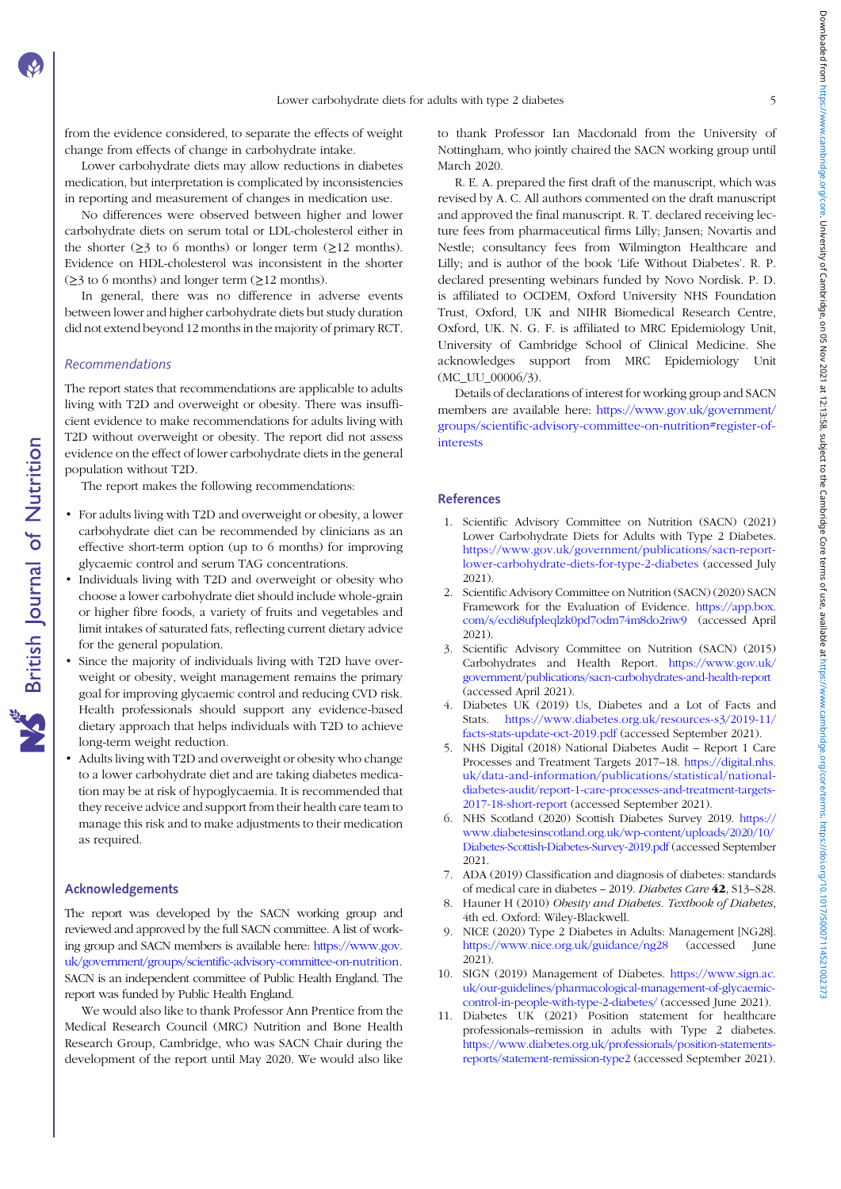from the evidence considered, to separate the effects of weight change from effects of change in carbohydrate intake.

Lower carbohydrate diets may allow reductions in diabetes medication, but interpretation is complicated by inconsistencies in reporting and measurement of changes in medication use.

No differences were observed between higher and lower carbohydrate diets on serum total or LDL-cholesterol either in the shorter (≥3 to 6 months) or longer term (≥12 months). Evidence on HDL-cholesterol was inconsistent in the shorter (≥3 to 6 months) and longer term (≥12 months).

In general, there was no difference in adverse events between lower and higher carbohydrate diets but study duration did not extend beyond 12 months in the majority of primary RCT.

### *Recommendations*

The report states that recommendations are applicable to adults living with T2D and overweight or obesity. There was insufficient evidence to make recommendations for adults living with T2D without overweight or obesity. The report did not assess evidence on the effect of lower carbohydrate diets in the general population without T2D.

The report makes the following recommendations:

- For adults living with T2D and overweight or obesity, a lower carbohydrate diet can be recommended by clinicians as an effective short-term option (up to 6 months) for improving glycaemic control and serum TAG concentrations.
- Individuals living with T2D and overweight or obesity who choose a lower carbohydrate diet should include whole-grain or higher fibre foods, a variety of fruits and vegetables and limit intakes of saturated fats, reflecting current dietary advice for the general population.
- Since the majority of individuals living with T2D have overweight or obesity, weight management remains the primary goal for improving glycaemic control and reducing CVD risk. Health professionals should support any evidence-based dietary approach that helps individuals with T2D to achieve long-term weight reduction.
- Adults living with T2D and overweight or obesity who change to a lower carbohydrate diet and are taking diabetes medication may be at risk of hypoglycaemia. It is recommended that they receive advice and support from their health care team to manage this risk and to make adjustments to their medication as required.

## Acknowledgements

The report was developed by the SACN working group and reviewed and approved by the full SACN committee. A list of working group and SACN members is available here: https://www.gov.uk/government/groups/scientific-advisory-committee-on-nutrition. SACN is an independent committee of Public Health England. The report was funded by Public Health England.

We would also like to thank Professor Ann Prentice from the Medical Research Council (MRC) Nutrition and Bone Health Research Group, Cambridge, who was SACN Chair during the development of the report until May 2020. We would also like to thank Professor Ian Macdonald from the University of Nottingham, who jointly chaired the SACN working group until March 2020.

R. E. A. prepared the first draft of the manuscript, which was revised by A. C. All authors commented on the draft manuscript and approved the final manuscript. R. T. declared receiving lecture fees from pharmaceutical firms Lilly; Jansen; Novartis and Nestle; consultancy fees from Wilmington Healthcare and Lilly; and is author of the book 'Life Without Diabetes'. R. P. declared presenting webinars funded by Novo Nordisk. P. D. is affiliated to OCDEM, Oxford University NHS Foundation Trust, Oxford, UK and NIHR Biomedical Research Centre, Oxford, UK. N. G. F. is affiliated to MRC Epidemiology Unit, University of Cambridge School of Clinical Medicine. She acknowledges support from MRC Epidemiology Unit (MC_UU_00006/3).

Details of declarations of interest for working group and SACN members are available here: https://www.gov.uk/government/groups/scientific-advisory-committee-on-nutrition#register-of-interests

## References

1. Scientific Advisory Committee on Nutrition (SACN) (2021) Lower Carbohydrate Diets for Adults with Type 2 Diabetes. https://www.gov.uk/government/publications/sacn-report-lower-carbohydrate-diets-for-type-2-diabetes (accessed July 2021).
2. Scientific Advisory Committee on Nutrition (SACN) (2020) SACN Framework for the Evaluation of Evidence. https://app.box.com/s/ecdi8ufpleqlzk0pd7odm74m8do2riw9 (accessed April 2021).
3. Scientific Advisory Committee on Nutrition (SACN) (2015) Carbohydrates and Health Report. https://www.gov.uk/government/publications/sacn-carbohydrates-and-health-report (accessed April 2021).
4. Diabetes UK (2019) Us, Diabetes and a Lot of Facts and Stats. https://www.diabetes.org.uk/resources-s3/2019-11/facts-stats-update-oct-2019.pdf (accessed September 2021).
5. NHS Digital (2018) National Diabetes Audit – Report 1 Care Processes and Treatment Targets 2017–18. https://digital.nhs.uk/data-and-information/publications/statistical/national-diabetes-audit/report-1-care-processes-and-treatment-targets-2017-18-short-report (accessed September 2021).
6. NHS Scotland (2020) Scottish Diabetes Survey 2019. https://www.diabetesinscotland.org.uk/wp-content/uploads/2020/10/Diabetes-Scottish-Diabetes-Survey-2019.pdf (accessed September 2021.
7. ADA (2019) Classification and diagnosis of diabetes: standards of medical care in diabetes – 2019. *Diabetes Care* **42**, S13–S28.
8. Hauner H (2010) *Obesity and Diabetes. Textbook of Diabetes*, 4th ed. Oxford: Wiley-Blackwell.
9. NICE (2020) Type 2 Diabetes in Adults: Management [NG28]. https://www.nice.org.uk/guidance/ng28 (accessed June 2021).
10. SIGN (2019) Management of Diabetes. https://www.sign.ac.uk/our-guidelines/pharmacological-management-of-glycaemic-control-in-people-with-type-2-diabetes/ (accessed June 2021).
11. Diabetes UK (2021) Position statement for healthcare professionals–remission in adults with Type 2 diabetes. https://www.diabetes.org.uk/professionals/position-statements-reports/statement-remission-type2 (accessed September 2021).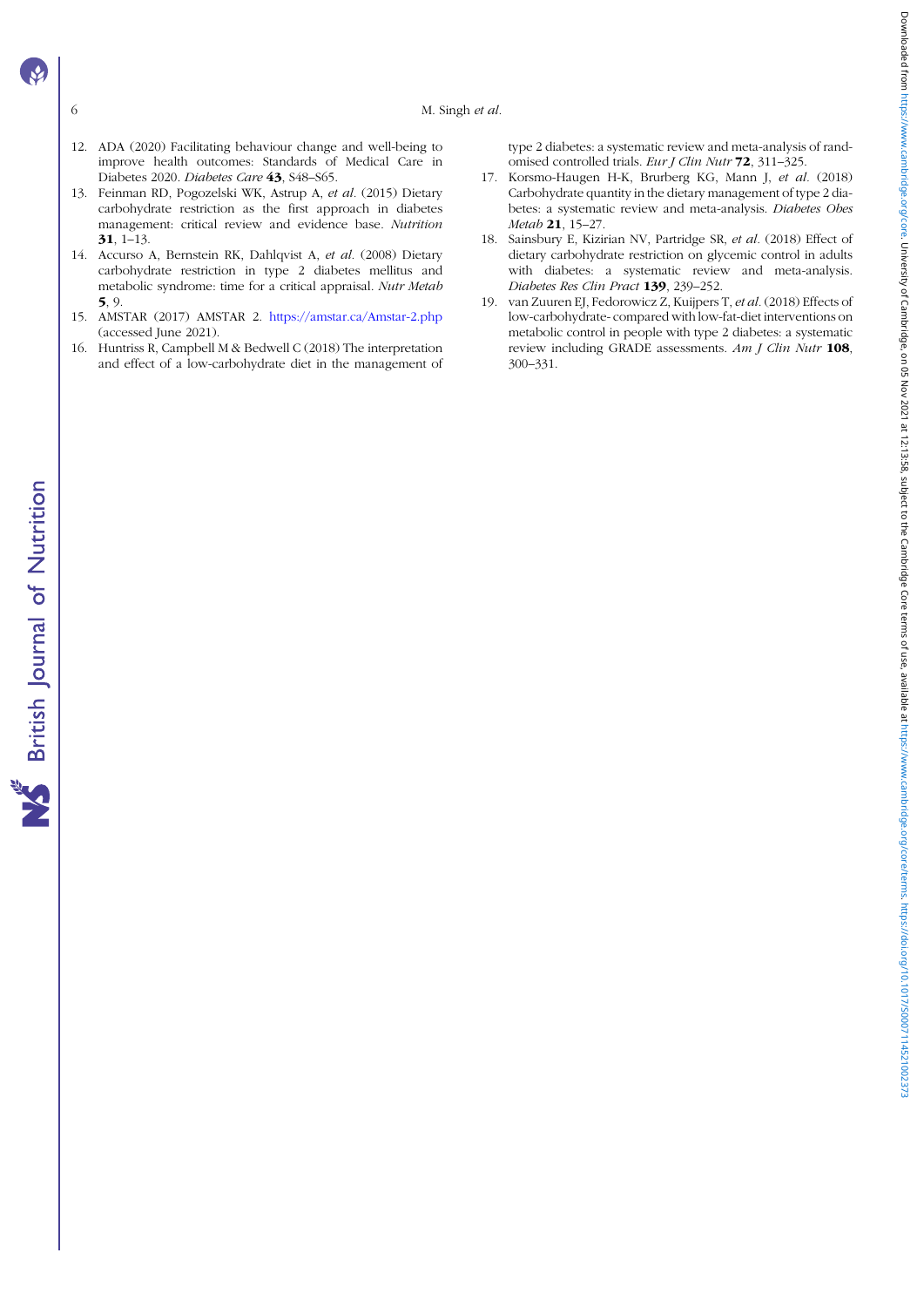12. ADA (2020) Facilitating behaviour change and well-being to improve health outcomes: Standards of Medical Care in Diabetes 2020. *Diabetes Care* **43**, S48–S65.
13. Feinman RD, Pogozelski WK, Astrup A, *et al.* (2015) Dietary carbohydrate restriction as the first approach in diabetes management: critical review and evidence base. *Nutrition* **31**, 1–13.
14. Accurso A, Bernstein RK, Dahlqvist A, *et al.* (2008) Dietary carbohydrate restriction in type 2 diabetes mellitus and metabolic syndrome: time for a critical appraisal. *Nutr Metab* **5**, 9.
15. AMSTAR (2017) AMSTAR 2. https://amstar.ca/Amstar-2.php (accessed June 2021).
16. Huntriss R, Campbell M & Bedwell C (2018) The interpretation and effect of a low-carbohydrate diet in the management of type 2 diabetes: a systematic review and meta-analysis of randomised controlled trials. *Eur J Clin Nutr* **72**, 311–325.
17. Korsmo-Haugen H-K, Brurberg KG, Mann J, *et al.* (2018) Carbohydrate quantity in the dietary management of type 2 diabetes: a systematic review and meta-analysis. *Diabetes Obes Metab* **21**, 15–27.
18. Sainsbury E, Kizirian NV, Partridge SR, *et al.* (2018) Effect of dietary carbohydrate restriction on glycemic control in adults with diabetes: a systematic review and meta-analysis. *Diabetes Res Clin Pract* **139**, 239–252.
19. van Zuuren EJ, Fedorowicz Z, Kuijpers T, *et al.* (2018) Effects of low-carbohydrate- compared with low-fat-diet interventions on metabolic control in people with type 2 diabetes: a systematic review including GRADE assessments. *Am J Clin Nutr* **108**, 300–331.